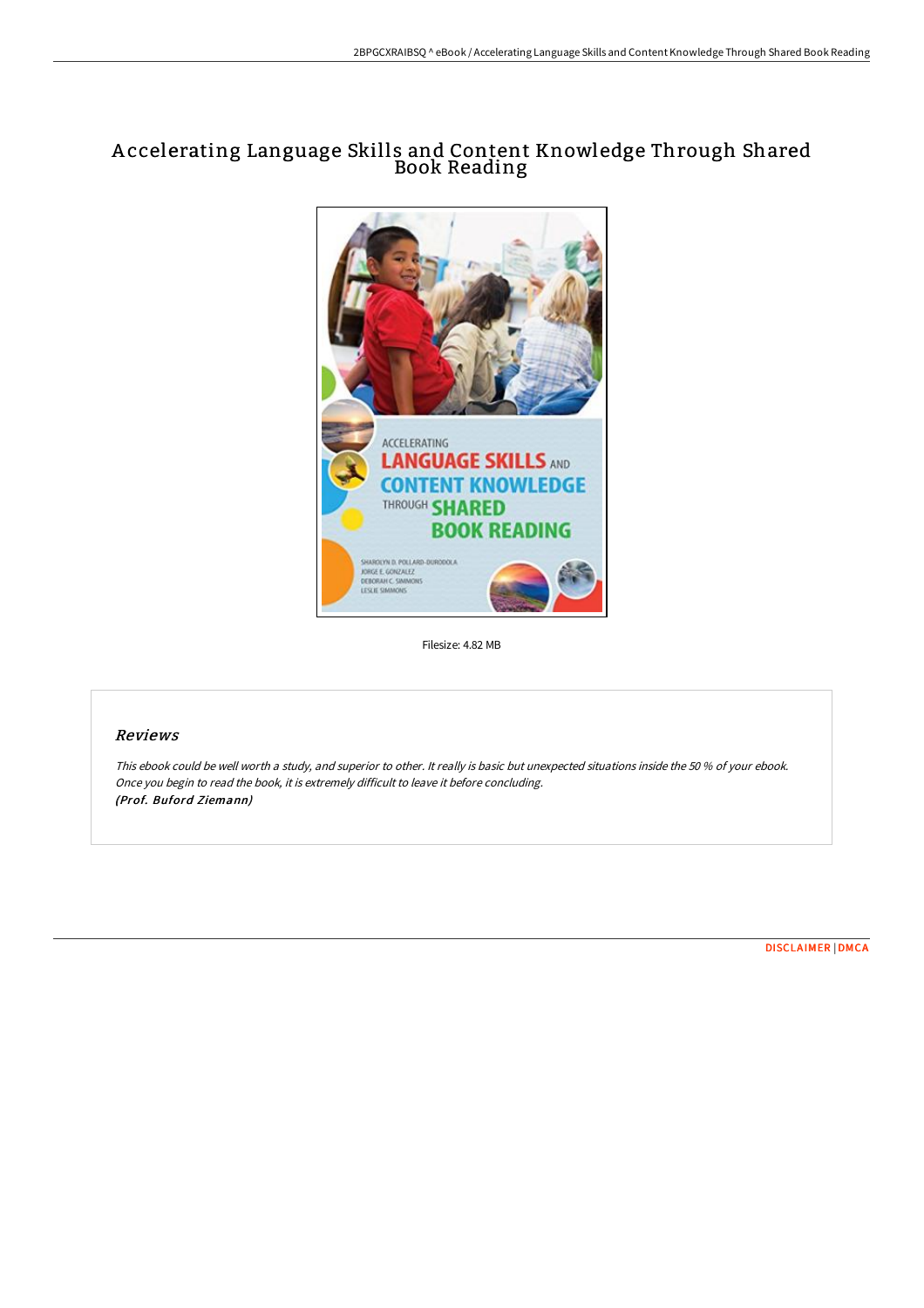# Accelerating Language Skills and Content Knowledge Through Shared Book Reading

Filesize: 4.82 MB

## Reviews

*This ebook could be well worth a study, and superior to other. It really is basic but unexpected situations inside the 50 % of your ebook. Once you begin to read the book, it is extremely difficult to leave it before concluding.*
***(Prof. Buford Ziemann)***

DISCLAIMER | DMCA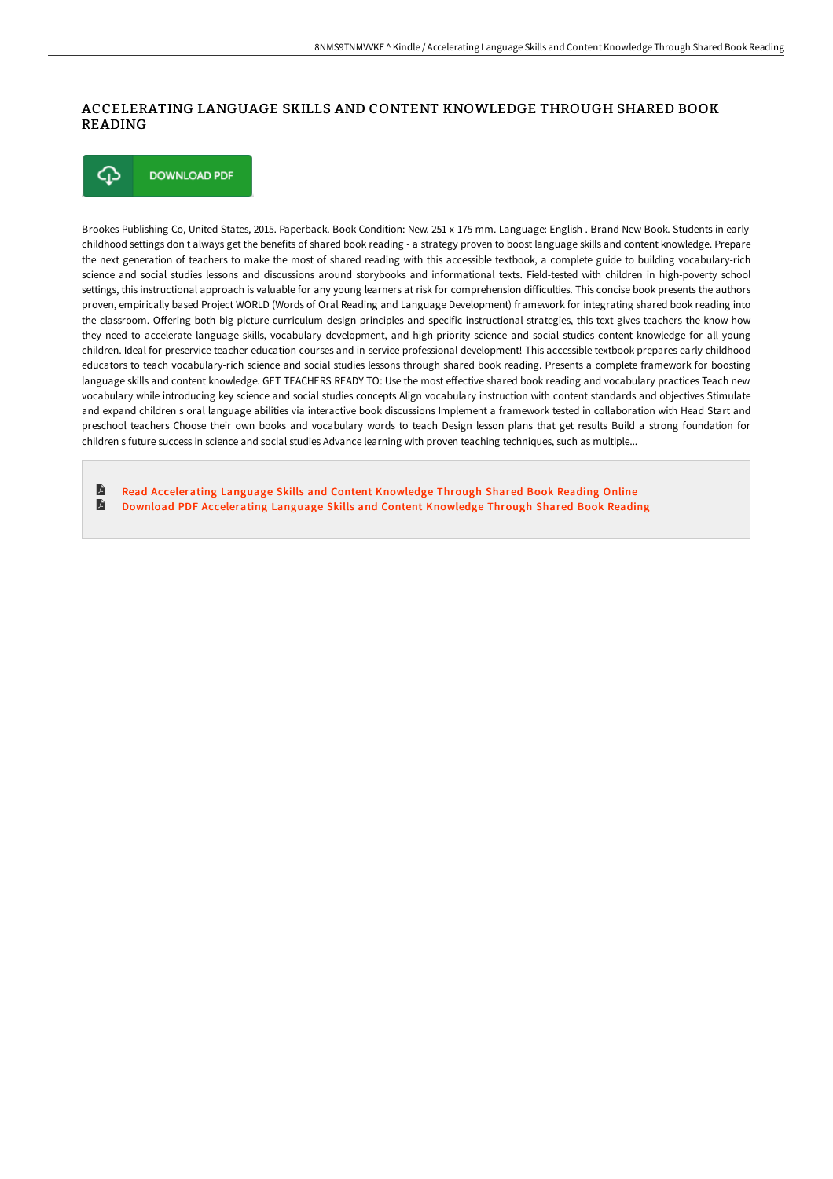# ACCELERATING LANGUAGE SKILLS AND CONTENT KNOWLEDGE THROUGH SHARED BOOK READING

DOWNLOAD PDF

Brookes Publishing Co, United States, 2015. Paperback. Book Condition: New. 251 x 175 mm. Language: English . Brand New Book. Students in early childhood settings don t always get the benefits of shared book reading - a strategy proven to boost language skills and content knowledge. Prepare the next generation of teachers to make the most of shared reading with this accessible textbook, a complete guide to building vocabulary-rich science and social studies lessons and discussions around storybooks and informational texts. Field-tested with children in high-poverty school settings, this instructional approach is valuable for any young learners at risk for comprehension difficulties. This concise book presents the authors proven, empirically based Project WORLD (Words of Oral Reading and Language Development) framework for integrating shared book reading into the classroom. Offering both big-picture curriculum design principles and specific instructional strategies, this text gives teachers the know-how they need to accelerate language skills, vocabulary development, and high-priority science and social studies content knowledge for all young children. Ideal for preservice teacher education courses and in-service professional development! This accessible textbook prepares early childhood educators to teach vocabulary-rich science and social studies lessons through shared book reading. Presents a complete framework for boosting language skills and content knowledge. GET TEACHERS READY TO: Use the most effective shared book reading and vocabulary practices Teach new vocabulary while introducing key science and social studies concepts Align vocabulary instruction with content standards and objectives Stimulate and expand children s oral language abilities via interactive book discussions Implement a framework tested in collaboration with Head Start and preschool teachers Choose their own books and vocabulary words to teach Design lesson plans that get results Build a strong foundation for children s future success in science and social studies Advance learning with proven teaching techniques, such as multiple...

- Read Accelerating Language Skills and Content Knowledge Through Shared Book Reading Online
- Download PDF Accelerating Language Skills and Content Knowledge Through Shared Book Reading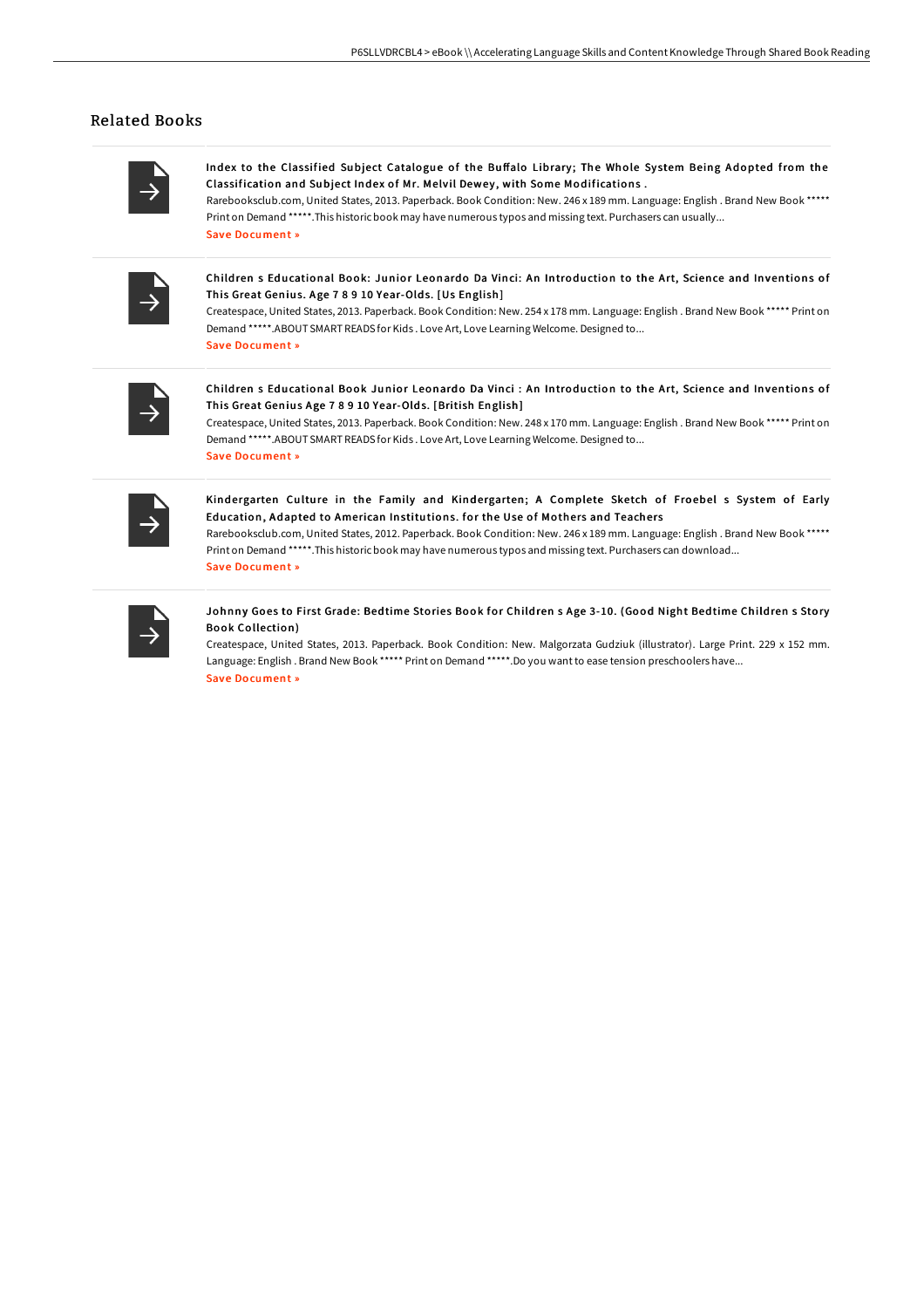## Related Books

**Index to the Classified Subject Catalogue of the Buffalo Library; The Whole System Being Adopted from the Classification and Subject Index of Mr. Melvil Dewey, with Some Modifications .**

Rarebooksclub.com, United States, 2013. Paperback. Book Condition: New. 246 x 189 mm. Language: English . Brand New Book ***** Print on Demand *****.This historic book may have numerous typos and missing text. Purchasers can usually...

Save Document »

**Children s Educational Book: Junior Leonardo Da Vinci: An Introduction to the Art, Science and Inventions of This Great Genius. Age 7 8 9 10 Year-Olds. [Us English]**

Createspace, United States, 2013. Paperback. Book Condition: New. 254 x 178 mm. Language: English . Brand New Book ***** Print on Demand *****.ABOUT SMART READS for Kids . Love Art, Love Learning Welcome. Designed to...

Save Document »

**Children s Educational Book Junior Leonardo Da Vinci : An Introduction to the Art, Science and Inventions of This Great Genius Age 7 8 9 10 Year-Olds. [British English]**

Createspace, United States, 2013. Paperback. Book Condition: New. 248 x 170 mm. Language: English . Brand New Book ***** Print on Demand *****.ABOUT SMART READS for Kids . Love Art, Love Learning Welcome. Designed to...

Save Document »

**Kindergarten Culture in the Family and Kindergarten; A Complete Sketch of Froebel s System of Early Education, Adapted to American Institutions. for the Use of Mothers and Teachers**

Rarebooksclub.com, United States, 2012. Paperback. Book Condition: New. 246 x 189 mm. Language: English . Brand New Book ***** Print on Demand *****.This historic book may have numerous typos and missing text. Purchasers can download...

Save Document »

**Johnny Goes to First Grade: Bedtime Stories Book for Children s Age 3-10. (Good Night Bedtime Children s Story Book Collection)**

Createspace, United States, 2013. Paperback. Book Condition: New. Malgorzata Gudziuk (illustrator). Large Print. 229 x 152 mm. Language: English . Brand New Book ***** Print on Demand *****.Do you want to ease tension preschoolers have...

Save Document »